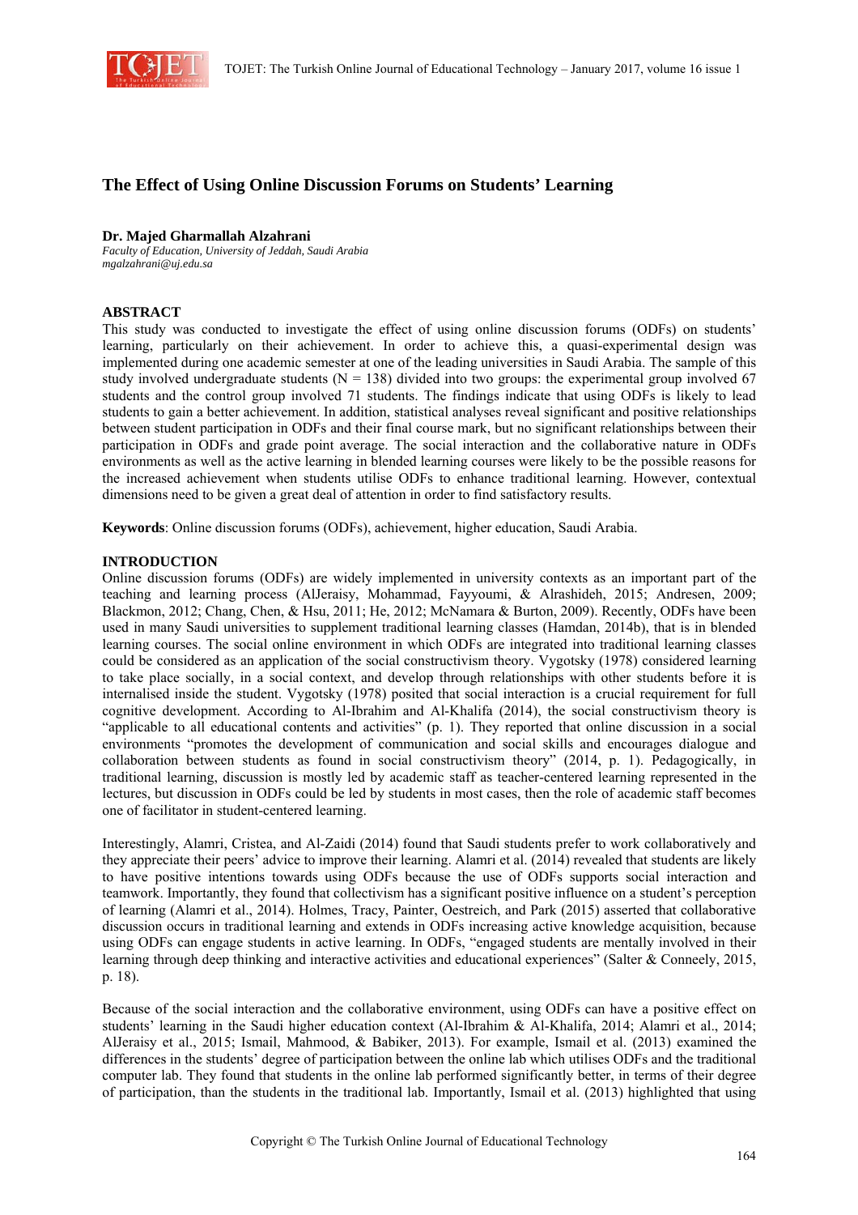# The Effect of Using Online Discussion Forums on Students' Learning

**Dr. Majed Gharmallah Alzahrani**
*Faculty of Education, University of Jeddah, Saudi Arabia*
*mgalzahrani@uj.edu.sa*

## ABSTRACT

This study was conducted to investigate the effect of using online discussion forums (ODFs) on students' learning, particularly on their achievement. In order to achieve this, a quasi-experimental design was implemented during one academic semester at one of the leading universities in Saudi Arabia. The sample of this study involved undergraduate students (N = 138) divided into two groups: the experimental group involved 67 students and the control group involved 71 students. The findings indicate that using ODFs is likely to lead students to gain a better achievement. In addition, statistical analyses reveal significant and positive relationships between student participation in ODFs and their final course mark, but no significant relationships between their participation in ODFs and grade point average. The social interaction and the collaborative nature in ODFs environments as well as the active learning in blended learning courses were likely to be the possible reasons for the increased achievement when students utilise ODFs to enhance traditional learning. However, contextual dimensions need to be given a great deal of attention in order to find satisfactory results.

**Keywords**: Online discussion forums (ODFs), achievement, higher education, Saudi Arabia.

## INTRODUCTION

Online discussion forums (ODFs) are widely implemented in university contexts as an important part of the teaching and learning process (AlJeraisy, Mohammad, Fayyoumi, & Alrashideh, 2015; Andresen, 2009; Blackmon, 2012; Chang, Chen, & Hsu, 2011; He, 2012; McNamara & Burton, 2009). Recently, ODFs have been used in many Saudi universities to supplement traditional learning classes (Hamdan, 2014b), that is in blended learning courses. The social online environment in which ODFs are integrated into traditional learning classes could be considered as an application of the social constructivism theory. Vygotsky (1978) considered learning to take place socially, in a social context, and develop through relationships with other students before it is internalised inside the student. Vygotsky (1978) posited that social interaction is a crucial requirement for full cognitive development. According to Al-Ibrahim and Al-Khalifa (2014), the social constructivism theory is "applicable to all educational contents and activities" (p. 1). They reported that online discussion in a social environments "promotes the development of communication and social skills and encourages dialogue and collaboration between students as found in social constructivism theory" (2014, p. 1). Pedagogically, in traditional learning, discussion is mostly led by academic staff as teacher-centered learning represented in the lectures, but discussion in ODFs could be led by students in most cases, then the role of academic staff becomes one of facilitator in student-centered learning.

Interestingly, Alamri, Cristea, and Al-Zaidi (2014) found that Saudi students prefer to work collaboratively and they appreciate their peers' advice to improve their learning. Alamri et al. (2014) revealed that students are likely to have positive intentions towards using ODFs because the use of ODFs supports social interaction and teamwork. Importantly, they found that collectivism has a significant positive influence on a student's perception of learning (Alamri et al., 2014). Holmes, Tracy, Painter, Oestreich, and Park (2015) asserted that collaborative discussion occurs in traditional learning and extends in ODFs increasing active knowledge acquisition, because using ODFs can engage students in active learning. In ODFs, "engaged students are mentally involved in their learning through deep thinking and interactive activities and educational experiences" (Salter & Conneely, 2015, p. 18).

Because of the social interaction and the collaborative environment, using ODFs can have a positive effect on students' learning in the Saudi higher education context (Al-Ibrahim & Al-Khalifa, 2014; Alamri et al., 2014; AlJeraisy et al., 2015; Ismail, Mahmood, & Babiker, 2013). For example, Ismail et al. (2013) examined the differences in the students' degree of participation between the online lab which utilises ODFs and the traditional computer lab. They found that students in the online lab performed significantly better, in terms of their degree of participation, than the students in the traditional lab. Importantly, Ismail et al. (2013) highlighted that using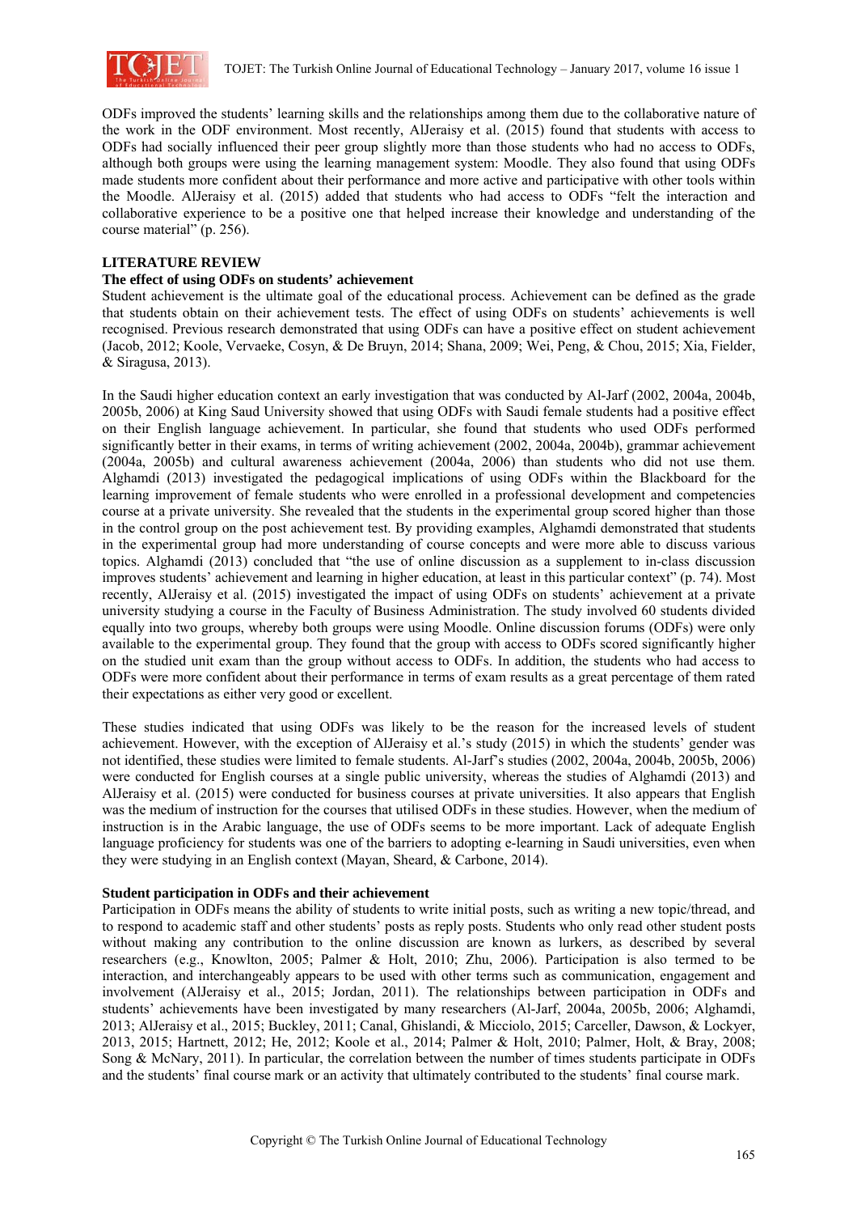ODFs improved the students' learning skills and the relationships among them due to the collaborative nature of the work in the ODF environment. Most recently, AlJeraisy et al. (2015) found that students with access to ODFs had socially influenced their peer group slightly more than those students who had no access to ODFs, although both groups were using the learning management system: Moodle. They also found that using ODFs made students more confident about their performance and more active and participative with other tools within the Moodle. AlJeraisy et al. (2015) added that students who had access to ODFs "felt the interaction and collaborative experience to be a positive one that helped increase their knowledge and understanding of the course material" (p. 256).

## LITERATURE REVIEW

### The effect of using ODFs on students' achievement

Student achievement is the ultimate goal of the educational process. Achievement can be defined as the grade that students obtain on their achievement tests. The effect of using ODFs on students' achievements is well recognised. Previous research demonstrated that using ODFs can have a positive effect on student achievement (Jacob, 2012; Koole, Vervaeke, Cosyn, & De Bruyn, 2014; Shana, 2009; Wei, Peng, & Chou, 2015; Xia, Fielder, & Siragusa, 2013).

In the Saudi higher education context an early investigation that was conducted by Al-Jarf (2002, 2004a, 2004b, 2005b, 2006) at King Saud University showed that using ODFs with Saudi female students had a positive effect on their English language achievement. In particular, she found that students who used ODFs performed significantly better in their exams, in terms of writing achievement (2002, 2004a, 2004b), grammar achievement (2004a, 2005b) and cultural awareness achievement (2004a, 2006) than students who did not use them. Alghamdi (2013) investigated the pedagogical implications of using ODFs within the Blackboard for the learning improvement of female students who were enrolled in a professional development and competencies course at a private university. She revealed that the students in the experimental group scored higher than those in the control group on the post achievement test. By providing examples, Alghamdi demonstrated that students in the experimental group had more understanding of course concepts and were more able to discuss various topics. Alghamdi (2013) concluded that "the use of online discussion as a supplement to in-class discussion improves students' achievement and learning in higher education, at least in this particular context" (p. 74). Most recently, AlJeraisy et al. (2015) investigated the impact of using ODFs on students' achievement at a private university studying a course in the Faculty of Business Administration. The study involved 60 students divided equally into two groups, whereby both groups were using Moodle. Online discussion forums (ODFs) were only available to the experimental group. They found that the group with access to ODFs scored significantly higher on the studied unit exam than the group without access to ODFs. In addition, the students who had access to ODFs were more confident about their performance in terms of exam results as a great percentage of them rated their expectations as either very good or excellent.

These studies indicated that using ODFs was likely to be the reason for the increased levels of student achievement. However, with the exception of AlJeraisy et al.'s study (2015) in which the students' gender was not identified, these studies were limited to female students. Al-Jarf's studies (2002, 2004a, 2004b, 2005b, 2006) were conducted for English courses at a single public university, whereas the studies of Alghamdi (2013) and AlJeraisy et al. (2015) were conducted for business courses at private universities. It also appears that English was the medium of instruction for the courses that utilised ODFs in these studies. However, when the medium of instruction is in the Arabic language, the use of ODFs seems to be more important. Lack of adequate English language proficiency for students was one of the barriers to adopting e-learning in Saudi universities, even when they were studying in an English context (Mayan, Sheard, & Carbone, 2014).

### Student participation in ODFs and their achievement

Participation in ODFs means the ability of students to write initial posts, such as writing a new topic/thread, and to respond to academic staff and other students' posts as reply posts. Students who only read other student posts without making any contribution to the online discussion are known as lurkers, as described by several researchers (e.g., Knowlton, 2005; Palmer & Holt, 2010; Zhu, 2006). Participation is also termed to be interaction, and interchangeably appears to be used with other terms such as communication, engagement and involvement (AlJeraisy et al., 2015; Jordan, 2011). The relationships between participation in ODFs and students' achievements have been investigated by many researchers (Al-Jarf, 2004a, 2005b, 2006; Alghamdi, 2013; AlJeraisy et al., 2015; Buckley, 2011; Canal, Ghislandi, & Micciolo, 2015; Carceller, Dawson, & Lockyer, 2013, 2015; Hartnett, 2012; He, 2012; Koole et al., 2014; Palmer & Holt, 2010; Palmer, Holt, & Bray, 2008; Song & McNary, 2011). In particular, the correlation between the number of times students participate in ODFs and the students' final course mark or an activity that ultimately contributed to the students' final course mark.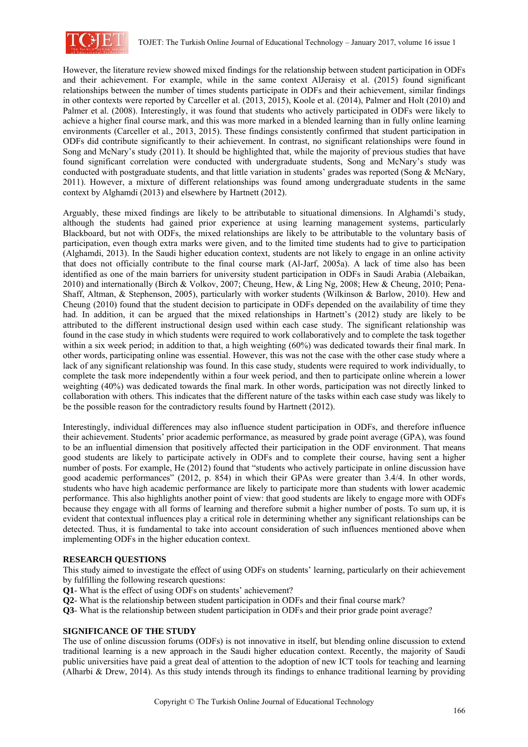However, the literature review showed mixed findings for the relationship between student participation in ODFs and their achievement. For example, while in the same context AlJeraisy et al. (2015) found significant relationships between the number of times students participate in ODFs and their achievement, similar findings in other contexts were reported by Carceller et al. (2013, 2015), Koole et al. (2014), Palmer and Holt (2010) and Palmer et al. (2008). Interestingly, it was found that students who actively participated in ODFs were likely to achieve a higher final course mark, and this was more marked in a blended learning than in fully online learning environments (Carceller et al., 2013, 2015). These findings consistently confirmed that student participation in ODFs did contribute significantly to their achievement. In contrast, no significant relationships were found in Song and McNary's study (2011). It should be highlighted that, while the majority of previous studies that have found significant correlation were conducted with undergraduate students, Song and McNary's study was conducted with postgraduate students, and that little variation in students' grades was reported (Song & McNary, 2011). However, a mixture of different relationships was found among undergraduate students in the same context by Alghamdi (2013) and elsewhere by Hartnett (2012).

Arguably, these mixed findings are likely to be attributable to situational dimensions. In Alghamdi's study, although the students had gained prior experience at using learning management systems, particularly Blackboard, but not with ODFs, the mixed relationships are likely to be attributable to the voluntary basis of participation, even though extra marks were given, and to the limited time students had to give to participation (Alghamdi, 2013). In the Saudi higher education context, students are not likely to engage in an online activity that does not officially contribute to the final course mark (Al-Jarf, 2005a). A lack of time also has been identified as one of the main barriers for university student participation in ODFs in Saudi Arabia (Alebaikan, 2010) and internationally (Birch & Volkov, 2007; Cheung, Hew, & Ling Ng, 2008; Hew & Cheung, 2010; Pena-Shaff, Altman, & Stephenson, 2005), particularly with worker students (Wilkinson & Barlow, 2010). Hew and Cheung (2010) found that the student decision to participate in ODFs depended on the availability of time they had. In addition, it can be argued that the mixed relationships in Hartnett's (2012) study are likely to be attributed to the different instructional design used within each case study. The significant relationship was found in the case study in which students were required to work collaboratively and to complete the task together within a six week period; in addition to that, a high weighting (60%) was dedicated towards their final mark. In other words, participating online was essential. However, this was not the case with the other case study where a lack of any significant relationship was found. In this case study, students were required to work individually, to complete the task more independently within a four week period, and then to participate online wherein a lower weighting (40%) was dedicated towards the final mark. In other words, participation was not directly linked to collaboration with others. This indicates that the different nature of the tasks within each case study was likely to be the possible reason for the contradictory results found by Hartnett (2012).

Interestingly, individual differences may also influence student participation in ODFs, and therefore influence their achievement. Students' prior academic performance, as measured by grade point average (GPA), was found to be an influential dimension that positively affected their participation in the ODF environment. That means good students are likely to participate actively in ODFs and to complete their course, having sent a higher number of posts. For example, He (2012) found that "students who actively participate in online discussion have good academic performances" (2012, p. 854) in which their GPAs were greater than 3.4/4. In other words, students who have high academic performance are likely to participate more than students with lower academic performance. This also highlights another point of view: that good students are likely to engage more with ODFs because they engage with all forms of learning and therefore submit a higher number of posts. To sum up, it is evident that contextual influences play a critical role in determining whether any significant relationships can be detected. Thus, it is fundamental to take into account consideration of such influences mentioned above when implementing ODFs in the higher education context.

## RESEARCH QUESTIONS

This study aimed to investigate the effect of using ODFs on students' learning, particularly on their achievement by fulfilling the following research questions:

**Q1**- What is the effect of using ODFs on students' achievement?  
**Q2**- What is the relationship between student participation in ODFs and their final course mark?  
**Q3**- What is the relationship between student participation in ODFs and their prior grade point average?

## SIGNIFICANCE OF THE STUDY

The use of online discussion forums (ODFs) is not innovative in itself, but blending online discussion to extend traditional learning is a new approach in the Saudi higher education context. Recently, the majority of Saudi public universities have paid a great deal of attention to the adoption of new ICT tools for teaching and learning (Alharbi & Drew, 2014). As this study intends through its findings to enhance traditional learning by providing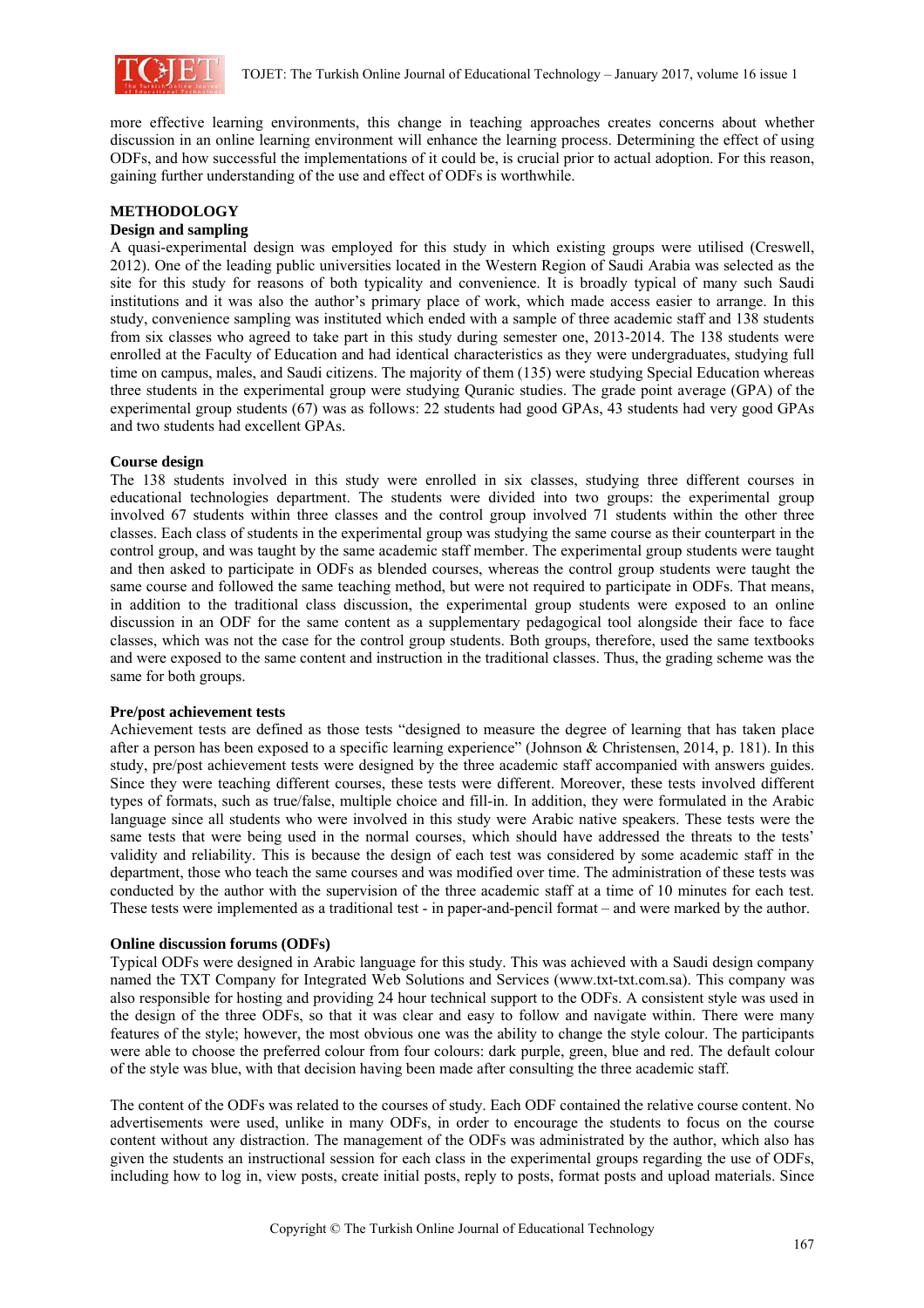more effective learning environments, this change in teaching approaches creates concerns about whether discussion in an online learning environment will enhance the learning process. Determining the effect of using ODFs, and how successful the implementations of it could be, is crucial prior to actual adoption. For this reason, gaining further understanding of the use and effect of ODFs is worthwhile.

## METHODOLOGY

### Design and sampling

A quasi-experimental design was employed for this study in which existing groups were utilised (Creswell, 2012). One of the leading public universities located in the Western Region of Saudi Arabia was selected as the site for this study for reasons of both typicality and convenience. It is broadly typical of many such Saudi institutions and it was also the author's primary place of work, which made access easier to arrange. In this study, convenience sampling was instituted which ended with a sample of three academic staff and 138 students from six classes who agreed to take part in this study during semester one, 2013-2014. The 138 students were enrolled at the Faculty of Education and had identical characteristics as they were undergraduates, studying full time on campus, males, and Saudi citizens. The majority of them (135) were studying Special Education whereas three students in the experimental group were studying Quranic studies. The grade point average (GPA) of the experimental group students (67) was as follows: 22 students had good GPAs, 43 students had very good GPAs and two students had excellent GPAs.

### Course design

The 138 students involved in this study were enrolled in six classes, studying three different courses in educational technologies department. The students were divided into two groups: the experimental group involved 67 students within three classes and the control group involved 71 students within the other three classes. Each class of students in the experimental group was studying the same course as their counterpart in the control group, and was taught by the same academic staff member. The experimental group students were taught and then asked to participate in ODFs as blended courses, whereas the control group students were taught the same course and followed the same teaching method, but were not required to participate in ODFs. That means, in addition to the traditional class discussion, the experimental group students were exposed to an online discussion in an ODF for the same content as a supplementary pedagogical tool alongside their face to face classes, which was not the case for the control group students. Both groups, therefore, used the same textbooks and were exposed to the same content and instruction in the traditional classes. Thus, the grading scheme was the same for both groups.

### Pre/post achievement tests

Achievement tests are defined as those tests "designed to measure the degree of learning that has taken place after a person has been exposed to a specific learning experience" (Johnson & Christensen, 2014, p. 181). In this study, pre/post achievement tests were designed by the three academic staff accompanied with answers guides. Since they were teaching different courses, these tests were different. Moreover, these tests involved different types of formats, such as true/false, multiple choice and fill-in. In addition, they were formulated in the Arabic language since all students who were involved in this study were Arabic native speakers. These tests were the same tests that were being used in the normal courses, which should have addressed the threats to the tests' validity and reliability. This is because the design of each test was considered by some academic staff in the department, those who teach the same courses and was modified over time. The administration of these tests was conducted by the author with the supervision of the three academic staff at a time of 10 minutes for each test. These tests were implemented as a traditional test - in paper-and-pencil format – and were marked by the author.

### Online discussion forums (ODFs)

Typical ODFs were designed in Arabic language for this study. This was achieved with a Saudi design company named the TXT Company for Integrated Web Solutions and Services (www.txt-txt.com.sa). This company was also responsible for hosting and providing 24 hour technical support to the ODFs. A consistent style was used in the design of the three ODFs, so that it was clear and easy to follow and navigate within. There were many features of the style; however, the most obvious one was the ability to change the style colour. The participants were able to choose the preferred colour from four colours: dark purple, green, blue and red. The default colour of the style was blue, with that decision having been made after consulting the three academic staff.

The content of the ODFs was related to the courses of study. Each ODF contained the relative course content. No advertisements were used, unlike in many ODFs, in order to encourage the students to focus on the course content without any distraction. The management of the ODFs was administrated by the author, which also has given the students an instructional session for each class in the experimental groups regarding the use of ODFs, including how to log in, view posts, create initial posts, reply to posts, format posts and upload materials. Since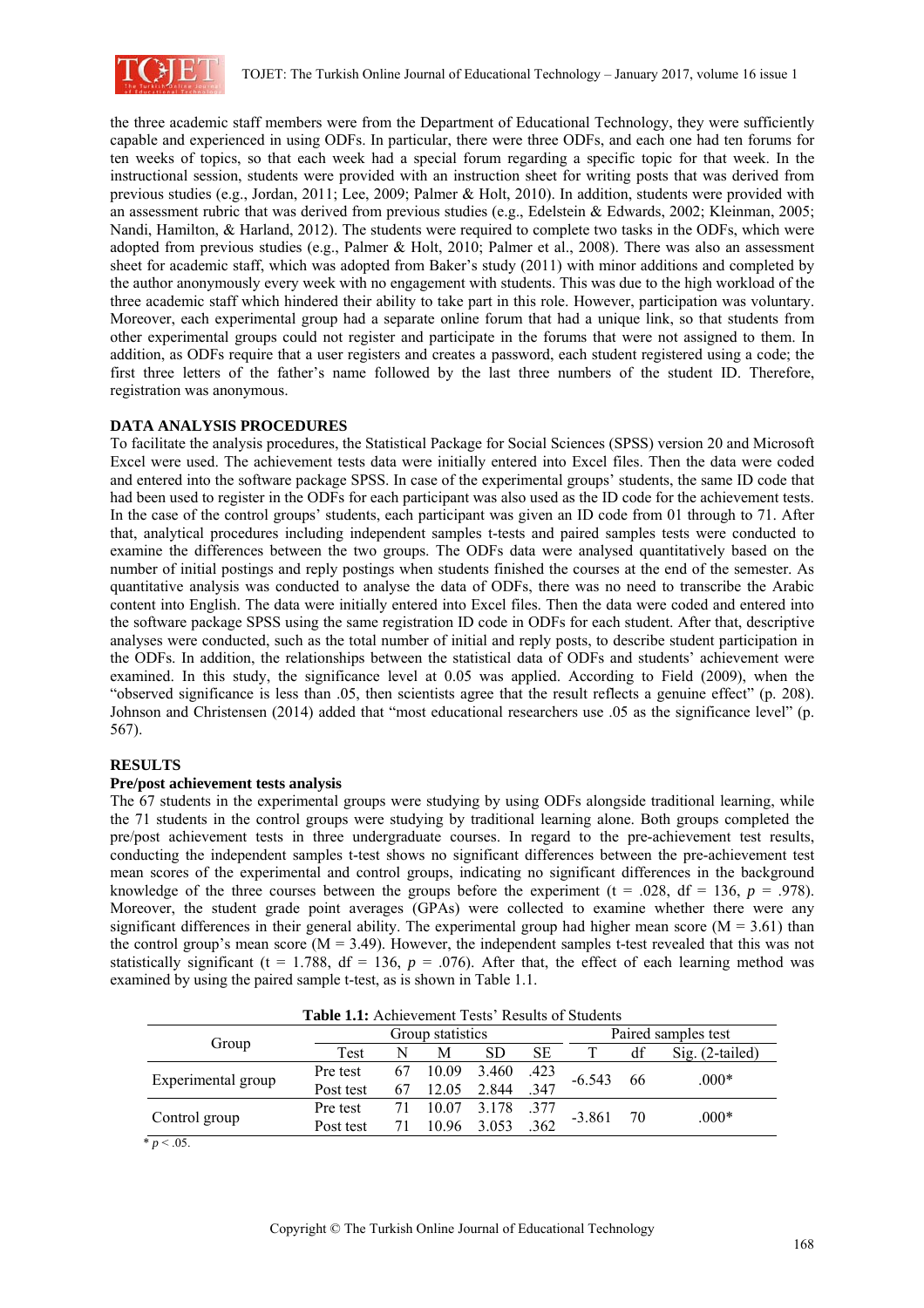the three academic staff members were from the Department of Educational Technology, they were sufficiently capable and experienced in using ODFs. In particular, there were three ODFs, and each one had ten forums for ten weeks of topics, so that each week had a special forum regarding a specific topic for that week. In the instructional session, students were provided with an instruction sheet for writing posts that was derived from previous studies (e.g., Jordan, 2011; Lee, 2009; Palmer & Holt, 2010). In addition, students were provided with an assessment rubric that was derived from previous studies (e.g., Edelstein & Edwards, 2002; Kleinman, 2005; Nandi, Hamilton, & Harland, 2012). The students were required to complete two tasks in the ODFs, which were adopted from previous studies (e.g., Palmer & Holt, 2010; Palmer et al., 2008). There was also an assessment sheet for academic staff, which was adopted from Baker's study (2011) with minor additions and completed by the author anonymously every week with no engagement with students. This was due to the high workload of the three academic staff which hindered their ability to take part in this role. However, participation was voluntary. Moreover, each experimental group had a separate online forum that had a unique link, so that students from other experimental groups could not register and participate in the forums that were not assigned to them. In addition, as ODFs require that a user registers and creates a password, each student registered using a code; the first three letters of the father's name followed by the last three numbers of the student ID. Therefore, registration was anonymous.

## DATA ANALYSIS PROCEDURES

To facilitate the analysis procedures, the Statistical Package for Social Sciences (SPSS) version 20 and Microsoft Excel were used. The achievement tests data were initially entered into Excel files. Then the data were coded and entered into the software package SPSS. In case of the experimental groups' students, the same ID code that had been used to register in the ODFs for each participant was also used as the ID code for the achievement tests. In the case of the control groups' students, each participant was given an ID code from 01 through to 71. After that, analytical procedures including independent samples t-tests and paired samples tests were conducted to examine the differences between the two groups. The ODFs data were analysed quantitatively based on the number of initial postings and reply postings when students finished the courses at the end of the semester. As quantitative analysis was conducted to analyse the data of ODFs, there was no need to transcribe the Arabic content into English. The data were initially entered into Excel files. Then the data were coded and entered into the software package SPSS using the same registration ID code in ODFs for each student. After that, descriptive analyses were conducted, such as the total number of initial and reply posts, to describe student participation in the ODFs. In addition, the relationships between the statistical data of ODFs and students' achievement were examined. In this study, the significance level at 0.05 was applied. According to Field (2009), when the "observed significance is less than .05, then scientists agree that the result reflects a genuine effect" (p. 208). Johnson and Christensen (2014) added that "most educational researchers use .05 as the significance level" (p. 567).

## RESULTS

### Pre/post achievement tests analysis

The 67 students in the experimental groups were studying by using ODFs alongside traditional learning, while the 71 students in the control groups were studying by traditional learning alone. Both groups completed the pre/post achievement tests in three undergraduate courses. In regard to the pre-achievement test results, conducting the independent samples t-test shows no significant differences between the pre-achievement test mean scores of the experimental and control groups, indicating no significant differences in the background knowledge of the three courses between the groups before the experiment (t = .028, df = 136, $p$ = .978). Moreover, the student grade point averages (GPAs) were collected to examine whether there were any significant differences in their general ability. The experimental group had higher mean score (M = 3.61) than the control group's mean score (M = 3.49). However, the independent samples t-test revealed that this was not statistically significant (t = 1.788, df = 136, $p$ = .076). After that, the effect of each learning method was examined by using the paired sample t-test, as is shown in Table 1.1.

**Table 1.1:** Achievement Tests' Results of Students

| Group | Group statistics | | | | | Paired samples test | | |
|---|---|---|---|---|---|---|---|---|
| | Test | N | M | SD | SE | T | df | Sig. (2-tailed) |
| Experimental group | Pre test | 67 | 10.09 | 3.460 | .423 | -6.543 | 66 | .000* |
| | Post test | 67 | 12.05 | 2.844 | .347 | | | |
| Control group | Pre test | 71 | 10.07 | 3.178 | .377 | -3.861 | 70 | .000* |
| | Post test | 71 | 10.96 | 3.053 | .362 | | | |

* $p < .05$.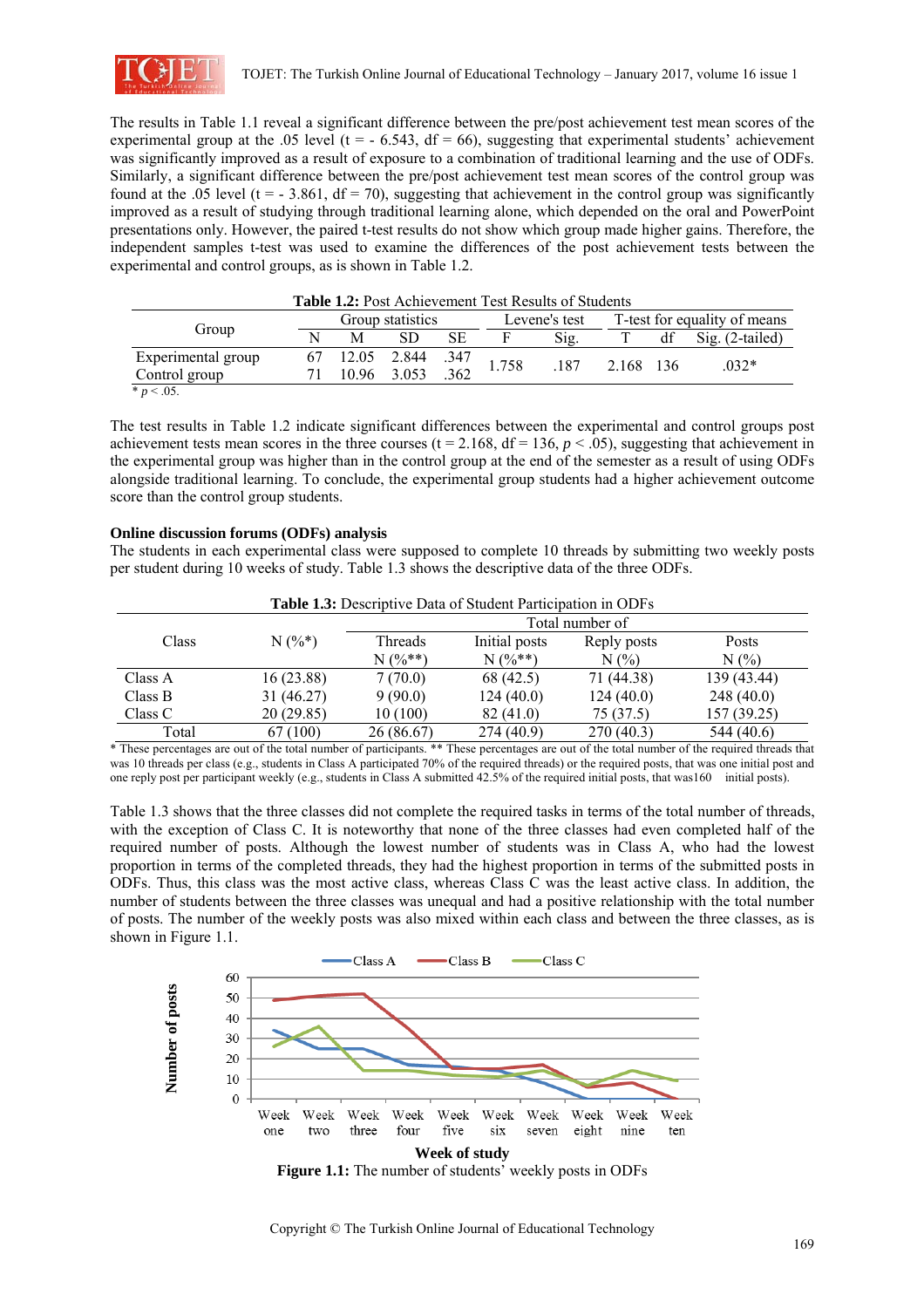The results in Table 1.1 reveal a significant difference between the pre/post achievement test mean scores of the experimental group at the .05 level (t = - 6.543, df = 66), suggesting that experimental students' achievement was significantly improved as a result of exposure to a combination of traditional learning and the use of ODFs. Similarly, a significant difference between the pre/post achievement test mean scores of the control group was found at the .05 level (t = - 3.861, df = 70), suggesting that achievement in the control group was significantly improved as a result of studying through traditional learning alone, which depended on the oral and PowerPoint presentations only. However, the paired t-test results do not show which group made higher gains. Therefore, the independent samples t-test was used to examine the differences of the post achievement tests between the experimental and control groups, as is shown in Table 1.2.

**Table 1.2:** Post Achievement Test Results of Students

| Group | Group statistics | | | | Levene's test | | T-test for equality of means | | |
|---|---|---|---|---|---|---|---|---|---|
| | N | M | SD | SE | F | Sig. | T | df | Sig. (2-tailed) |
| Experimental group | 67 | 12.05 | 2.844 | .347 | 1.758 | .187 | 2.168 | 136 | .032* |
| Control group | 71 | 10.96 | 3.053 | .362 | | | | | |

\* $p < .05$.

The test results in Table 1.2 indicate significant differences between the experimental and control groups post achievement tests mean scores in the three courses (t = 2.168, df = 136, $p < .05$), suggesting that achievement in the experimental group was higher than in the control group at the end of the semester as a result of using ODFs alongside traditional learning. To conclude, the experimental group students had a higher achievement outcome score than the control group students.

**Online discussion forums (ODFs) analysis**

The students in each experimental class were supposed to complete 10 threads by submitting two weekly posts per student during 10 weeks of study. Table 1.3 shows the descriptive data of the three ODFs.

**Table 1.3:** Descriptive Data of Student Participation in ODFs

| Class | N (%*) | Total number of | | | |
|---|---|---|---|---|---|
| | | Threads N (%**) | Initial posts N (%**) | Reply posts N (%) | Posts N (%) |
| Class A | 16 (23.88) | 7 (70.0) | 68 (42.5) | 71 (44.38) | 139 (43.44) |
| Class B | 31 (46.27) | 9 (90.0) | 124 (40.0) | 124 (40.0) | 248 (40.0) |
| Class C | 20 (29.85) | 10 (100) | 82 (41.0) | 75 (37.5) | 157 (39.25) |
| Total | 67 (100) | 26 (86.67) | 274 (40.9) | 270 (40.3) | 544 (40.6) |

\* These percentages are out of the total number of participants. ** These percentages are out of the total number of the required threads that was 10 threads per class (e.g., students in Class A participated 70% of the required threads) or the required posts, that was one initial post and one reply post per participant weekly (e.g., students in Class A submitted 42.5% of the required initial posts, that was160 initial posts).

Table 1.3 shows that the three classes did not complete the required tasks in terms of the total number of threads, with the exception of Class C. It is noteworthy that none of the three classes had even completed half of the required number of posts. Although the lowest number of students was in Class A, who had the lowest proportion in terms of the completed threads, they had the highest proportion in terms of the submitted posts in ODFs. Thus, this class was the most active class, whereas Class C was the least active class. In addition, the number of students between the three classes was unequal and had a positive relationship with the total number of posts. The number of the weekly posts was also mixed within each class and between the three classes, as is shown in Figure 1.1.

**Figure 1.1:** The number of students' weekly posts in ODFs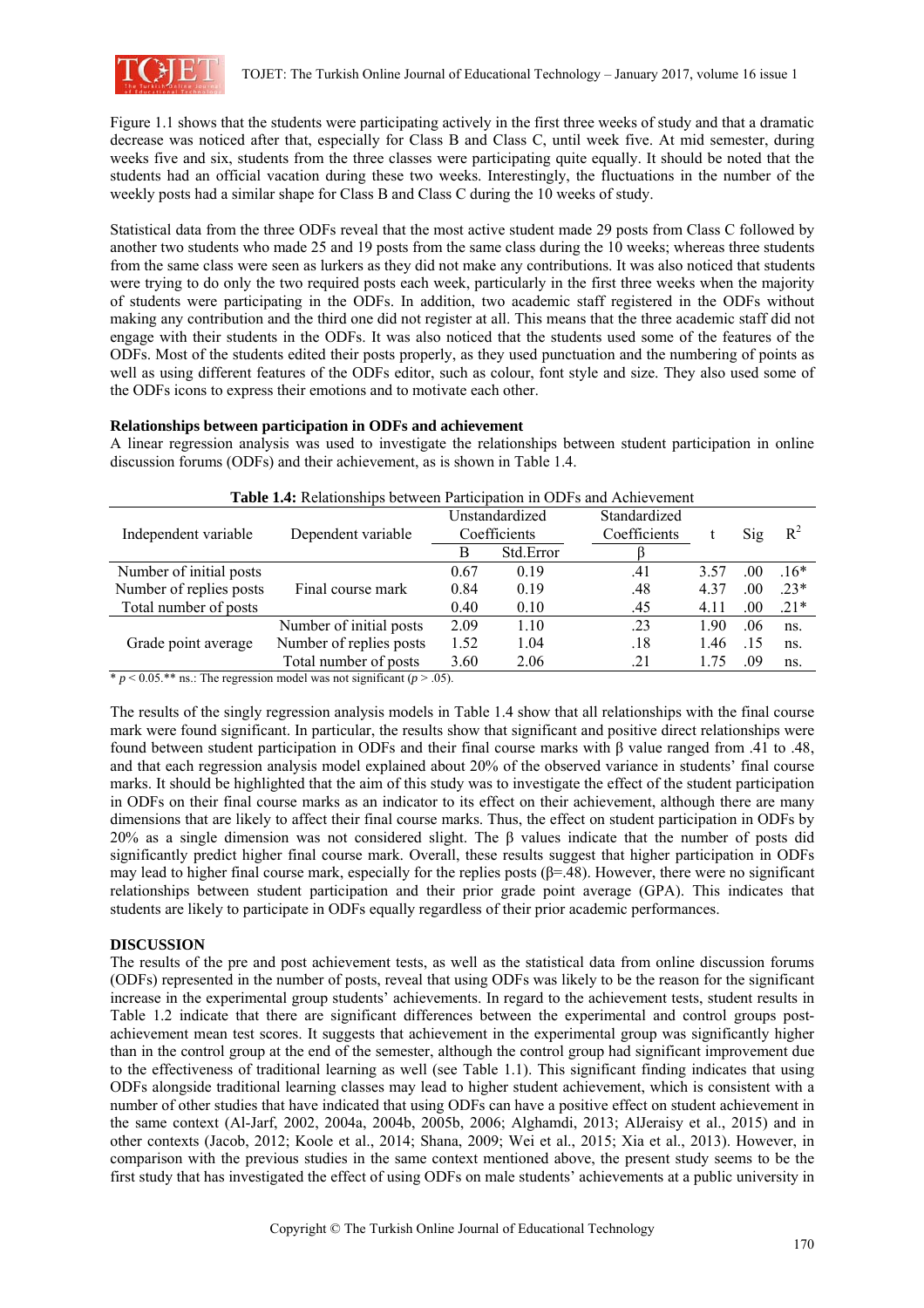Figure 1.1 shows that the students were participating actively in the first three weeks of study and that a dramatic decrease was noticed after that, especially for Class B and Class C, until week five. At mid semester, during weeks five and six, students from the three classes were participating quite equally. It should be noted that the students had an official vacation during these two weeks. Interestingly, the fluctuations in the number of the weekly posts had a similar shape for Class B and Class C during the 10 weeks of study.

Statistical data from the three ODFs reveal that the most active student made 29 posts from Class C followed by another two students who made 25 and 19 posts from the same class during the 10 weeks; whereas three students from the same class were seen as lurkers as they did not make any contributions. It was also noticed that students were trying to do only the two required posts each week, particularly in the first three weeks when the majority of students were participating in the ODFs. In addition, two academic staff registered in the ODFs without making any contribution and the third one did not register at all. This means that the three academic staff did not engage with their students in the ODFs. It was also noticed that the students used some of the features of the ODFs. Most of the students edited their posts properly, as they used punctuation and the numbering of points as well as using different features of the ODFs editor, such as colour, font style and size. They also used some of the ODFs icons to express their emotions and to motivate each other.

**Relationships between participation in ODFs and achievement**

A linear regression analysis was used to investigate the relationships between student participation in online discussion forums (ODFs) and their achievement, as is shown in Table 1.4.

**Table 1.4:** Relationships between Participation in ODFs and Achievement

| Independent variable | Dependent variable | Unstandardized Coefficients | | Standardized Coefficients | t | Sig | $R^2$ |
|---|---|---|---|---|---|---|---|
| | | B | Std.Error | β | | | |
| Number of initial posts | Final course mark | 0.67 | 0.19 | .41 | 3.57 | .00 | .16* |
| Number of replies posts | | 0.84 | 0.19 | .48 | 4.37 | .00 | .23* |
| Total number of posts | | 0.40 | 0.10 | .45 | 4.11 | .00 | .21* |
| Grade point average | Number of initial posts | 2.09 | 1.10 | .23 | 1.90 | .06 | ns. |
| | Number of replies posts | 1.52 | 1.04 | .18 | 1.46 | .15 | ns. |
| | Total number of posts | 3.60 | 2.06 | .21 | 1.75 | .09 | ns. |

\* $p < 0.05$.** ns.: The regression model was not significant ($p > .05$).

The results of the singly regression analysis models in Table 1.4 show that all relationships with the final course mark were found significant. In particular, the results show that significant and positive direct relationships were found between student participation in ODFs and their final course marks with β value ranged from .41 to .48, and that each regression analysis model explained about 20% of the observed variance in students' final course marks. It should be highlighted that the aim of this study was to investigate the effect of the student participation in ODFs on their final course marks as an indicator to its effect on their achievement, although there are many dimensions that are likely to affect their final course marks. Thus, the effect on student participation in ODFs by 20% as a single dimension was not considered slight. The β values indicate that the number of posts did significantly predict higher final course mark. Overall, these results suggest that higher participation in ODFs may lead to higher final course mark, especially for the replies posts (β=.48). However, there were no significant relationships between student participation and their prior grade point average (GPA). This indicates that students are likely to participate in ODFs equally regardless of their prior academic performances.

## DISCUSSION

The results of the pre and post achievement tests, as well as the statistical data from online discussion forums (ODFs) represented in the number of posts, reveal that using ODFs was likely to be the reason for the significant increase in the experimental group students' achievements. In regard to the achievement tests, student results in Table 1.2 indicate that there are significant differences between the experimental and control groups post-achievement mean test scores. It suggests that achievement in the experimental group was significantly higher than in the control group at the end of the semester, although the control group had significant improvement due to the effectiveness of traditional learning as well (see Table 1.1). This significant finding indicates that using ODFs alongside traditional learning classes may lead to higher student achievement, which is consistent with a number of other studies that have indicated that using ODFs can have a positive effect on student achievement in the same context (Al-Jarf, 2002, 2004a, 2004b, 2005b, 2006; Alghamdi, 2013; AlJeraisy et al., 2015) and in other contexts (Jacob, 2012; Koole et al., 2014; Shana, 2009; Wei et al., 2015; Xia et al., 2013). However, in comparison with the previous studies in the same context mentioned above, the present study seems to be the first study that has investigated the effect of using ODFs on male students' achievements at a public university in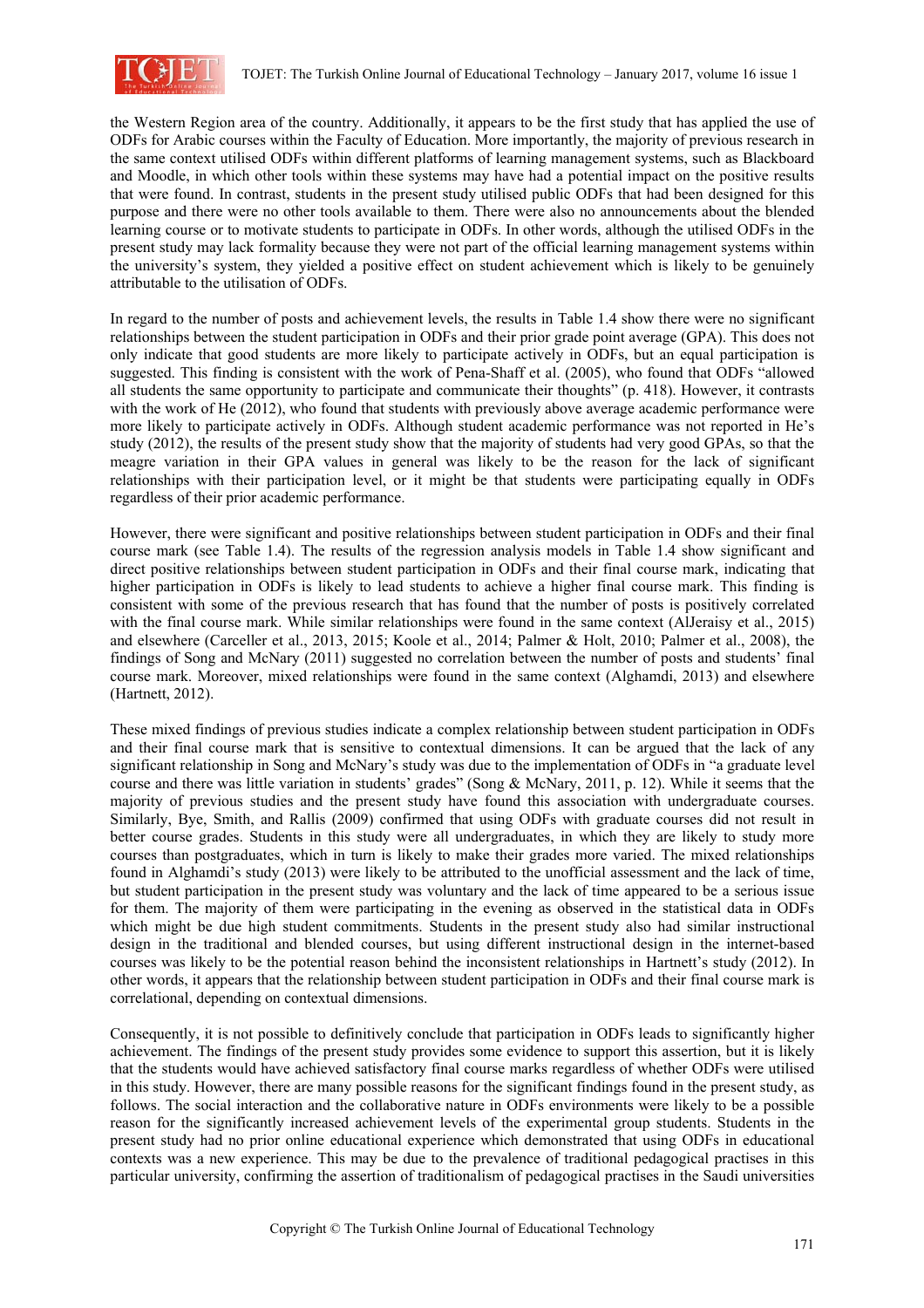the Western Region area of the country. Additionally, it appears to be the first study that has applied the use of ODFs for Arabic courses within the Faculty of Education. More importantly, the majority of previous research in the same context utilised ODFs within different platforms of learning management systems, such as Blackboard and Moodle, in which other tools within these systems may have had a potential impact on the positive results that were found. In contrast, students in the present study utilised public ODFs that had been designed for this purpose and there were no other tools available to them. There were also no announcements about the blended learning course or to motivate students to participate in ODFs. In other words, although the utilised ODFs in the present study may lack formality because they were not part of the official learning management systems within the university's system, they yielded a positive effect on student achievement which is likely to be genuinely attributable to the utilisation of ODFs.

In regard to the number of posts and achievement levels, the results in Table 1.4 show there were no significant relationships between the student participation in ODFs and their prior grade point average (GPA). This does not only indicate that good students are more likely to participate actively in ODFs, but an equal participation is suggested. This finding is consistent with the work of Pena-Shaff et al. (2005), who found that ODFs "allowed all students the same opportunity to participate and communicate their thoughts" (p. 418). However, it contrasts with the work of He (2012), who found that students with previously above average academic performance were more likely to participate actively in ODFs. Although student academic performance was not reported in He's study (2012), the results of the present study show that the majority of students had very good GPAs, so that the meagre variation in their GPA values in general was likely to be the reason for the lack of significant relationships with their participation level, or it might be that students were participating equally in ODFs regardless of their prior academic performance.

However, there were significant and positive relationships between student participation in ODFs and their final course mark (see Table 1.4). The results of the regression analysis models in Table 1.4 show significant and direct positive relationships between student participation in ODFs and their final course mark, indicating that higher participation in ODFs is likely to lead students to achieve a higher final course mark. This finding is consistent with some of the previous research that has found that the number of posts is positively correlated with the final course mark. While similar relationships were found in the same context (AlJeraisy et al., 2015) and elsewhere (Carceller et al., 2013, 2015; Koole et al., 2014; Palmer & Holt, 2010; Palmer et al., 2008), the findings of Song and McNary (2011) suggested no correlation between the number of posts and students' final course mark. Moreover, mixed relationships were found in the same context (Alghamdi, 2013) and elsewhere (Hartnett, 2012).

These mixed findings of previous studies indicate a complex relationship between student participation in ODFs and their final course mark that is sensitive to contextual dimensions. It can be argued that the lack of any significant relationship in Song and McNary's study was due to the implementation of ODFs in "a graduate level course and there was little variation in students' grades" (Song & McNary, 2011, p. 12). While it seems that the majority of previous studies and the present study have found this association with undergraduate courses. Similarly, Bye, Smith, and Rallis (2009) confirmed that using ODFs with graduate courses did not result in better course grades. Students in this study were all undergraduates, in which they are likely to study more courses than postgraduates, which in turn is likely to make their grades more varied. The mixed relationships found in Alghamdi's study (2013) were likely to be attributed to the unofficial assessment and the lack of time, but student participation in the present study was voluntary and the lack of time appeared to be a serious issue for them. The majority of them were participating in the evening as observed in the statistical data in ODFs which might be due high student commitments. Students in the present study also had similar instructional design in the traditional and blended courses, but using different instructional design in the internet-based courses was likely to be the potential reason behind the inconsistent relationships in Hartnett's study (2012). In other words, it appears that the relationship between student participation in ODFs and their final course mark is correlational, depending on contextual dimensions.

Consequently, it is not possible to definitively conclude that participation in ODFs leads to significantly higher achievement. The findings of the present study provides some evidence to support this assertion, but it is likely that the students would have achieved satisfactory final course marks regardless of whether ODFs were utilised in this study. However, there are many possible reasons for the significant findings found in the present study, as follows. The social interaction and the collaborative nature in ODFs environments were likely to be a possible reason for the significantly increased achievement levels of the experimental group students. Students in the present study had no prior online educational experience which demonstrated that using ODFs in educational contexts was a new experience. This may be due to the prevalence of traditional pedagogical practises in this particular university, confirming the assertion of traditionalism of pedagogical practises in the Saudi universities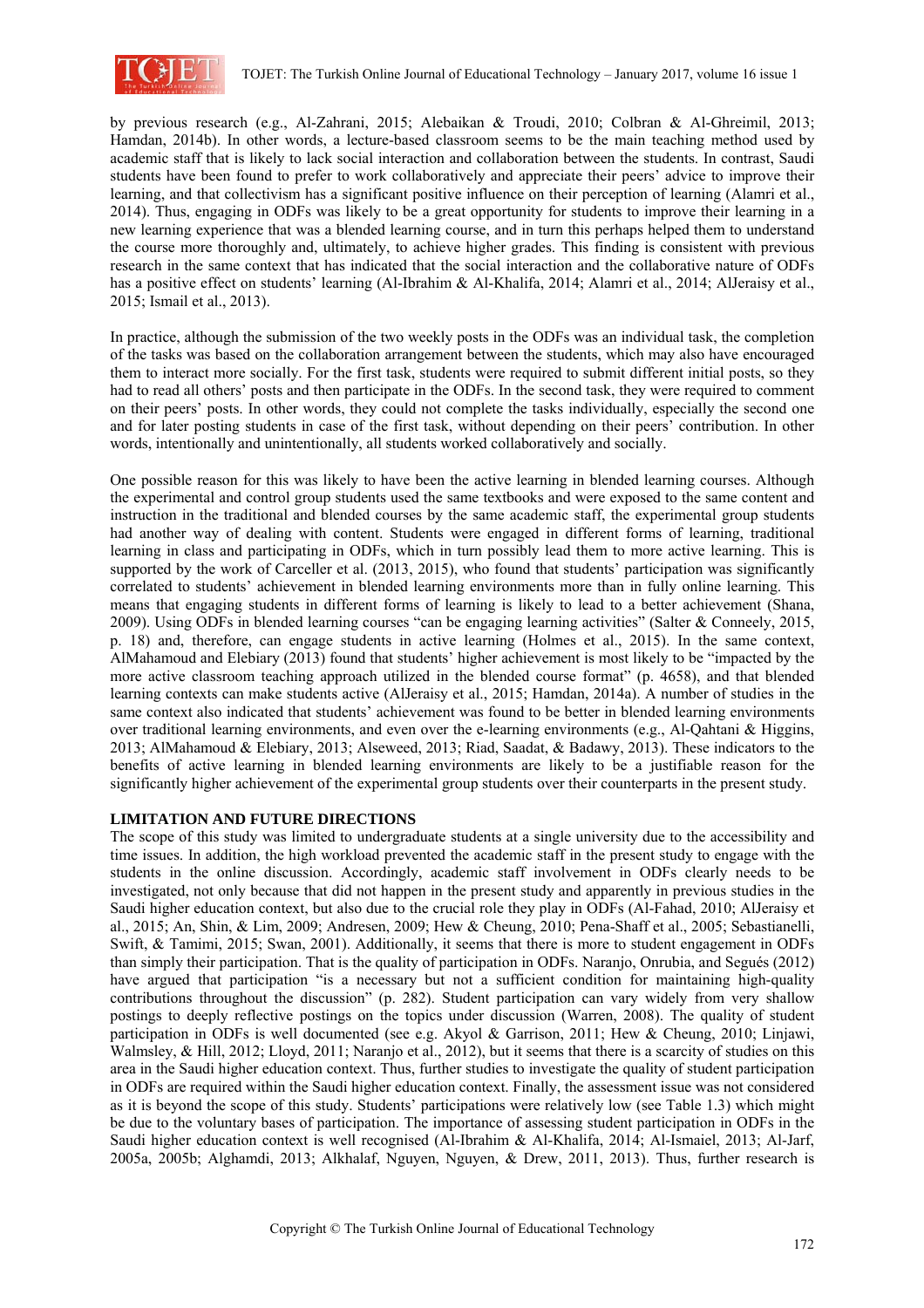by previous research (e.g., Al-Zahrani, 2015; Alebaikan & Troudi, 2010; Colbran & Al-Ghreimil, 2013; Hamdan, 2014b). In other words, a lecture-based classroom seems to be the main teaching method used by academic staff that is likely to lack social interaction and collaboration between the students. In contrast, Saudi students have been found to prefer to work collaboratively and appreciate their peers' advice to improve their learning, and that collectivism has a significant positive influence on their perception of learning (Alamri et al., 2014). Thus, engaging in ODFs was likely to be a great opportunity for students to improve their learning in a new learning experience that was a blended learning course, and in turn this perhaps helped them to understand the course more thoroughly and, ultimately, to achieve higher grades. This finding is consistent with previous research in the same context that has indicated that the social interaction and the collaborative nature of ODFs has a positive effect on students' learning (Al-Ibrahim & Al-Khalifa, 2014; Alamri et al., 2014; AlJeraisy et al., 2015; Ismail et al., 2013).

In practice, although the submission of the two weekly posts in the ODFs was an individual task, the completion of the tasks was based on the collaboration arrangement between the students, which may also have encouraged them to interact more socially. For the first task, students were required to submit different initial posts, so they had to read all others' posts and then participate in the ODFs. In the second task, they were required to comment on their peers' posts. In other words, they could not complete the tasks individually, especially the second one and for later posting students in case of the first task, without depending on their peers' contribution. In other words, intentionally and unintentionally, all students worked collaboratively and socially.

One possible reason for this was likely to have been the active learning in blended learning courses. Although the experimental and control group students used the same textbooks and were exposed to the same content and instruction in the traditional and blended courses by the same academic staff, the experimental group students had another way of dealing with content. Students were engaged in different forms of learning, traditional learning in class and participating in ODFs, which in turn possibly lead them to more active learning. This is supported by the work of Carceller et al. (2013, 2015), who found that students' participation was significantly correlated to students' achievement in blended learning environments more than in fully online learning. This means that engaging students in different forms of learning is likely to lead to a better achievement (Shana, 2009). Using ODFs in blended learning courses "can be engaging learning activities" (Salter & Conneely, 2015, p. 18) and, therefore, can engage students in active learning (Holmes et al., 2015). In the same context, AlMahamoud and Elebiary (2013) found that students' higher achievement is most likely to be "impacted by the more active classroom teaching approach utilized in the blended course format" (p. 4658), and that blended learning contexts can make students active (AlJeraisy et al., 2015; Hamdan, 2014a). A number of studies in the same context also indicated that students' achievement was found to be better in blended learning environments over traditional learning environments, and even over the e-learning environments (e.g., Al-Qahtani & Higgins, 2013; AlMahamoud & Elebiary, 2013; Alseweed, 2013; Riad, Saadat, & Badawy, 2013). These indicators to the benefits of active learning in blended learning environments are likely to be a justifiable reason for the significantly higher achievement of the experimental group students over their counterparts in the present study.

## LIMITATION AND FUTURE DIRECTIONS

The scope of this study was limited to undergraduate students at a single university due to the accessibility and time issues. In addition, the high workload prevented the academic staff in the present study to engage with the students in the online discussion. Accordingly, academic staff involvement in ODFs clearly needs to be investigated, not only because that did not happen in the present study and apparently in previous studies in the Saudi higher education context, but also due to the crucial role they play in ODFs (Al-Fahad, 2010; AlJeraisy et al., 2015; An, Shin, & Lim, 2009; Andresen, 2009; Hew & Cheung, 2010; Pena-Shaff et al., 2005; Sebastianelli, Swift, & Tamimi, 2015; Swan, 2001). Additionally, it seems that there is more to student engagement in ODFs than simply their participation. That is the quality of participation in ODFs. Naranjo, Onrubia, and Segués (2012) have argued that participation "is a necessary but not a sufficient condition for maintaining high-quality contributions throughout the discussion" (p. 282). Student participation can vary widely from very shallow postings to deeply reflective postings on the topics under discussion (Warren, 2008). The quality of student participation in ODFs is well documented (see e.g. Akyol & Garrison, 2011; Hew & Cheung, 2010; Linjawi, Walmsley, & Hill, 2012; Lloyd, 2011; Naranjo et al., 2012), but it seems that there is a scarcity of studies on this area in the Saudi higher education context. Thus, further studies to investigate the quality of student participation in ODFs are required within the Saudi higher education context. Finally, the assessment issue was not considered as it is beyond the scope of this study. Students' participations were relatively low (see Table 1.3) which might be due to the voluntary bases of participation. The importance of assessing student participation in ODFs in the Saudi higher education context is well recognised (Al-Ibrahim & Al-Khalifa, 2014; Al-Ismaiel, 2013; Al-Jarf, 2005a, 2005b; Alghamdi, 2013; Alkhalaf, Nguyen, Nguyen, & Drew, 2011, 2013). Thus, further research is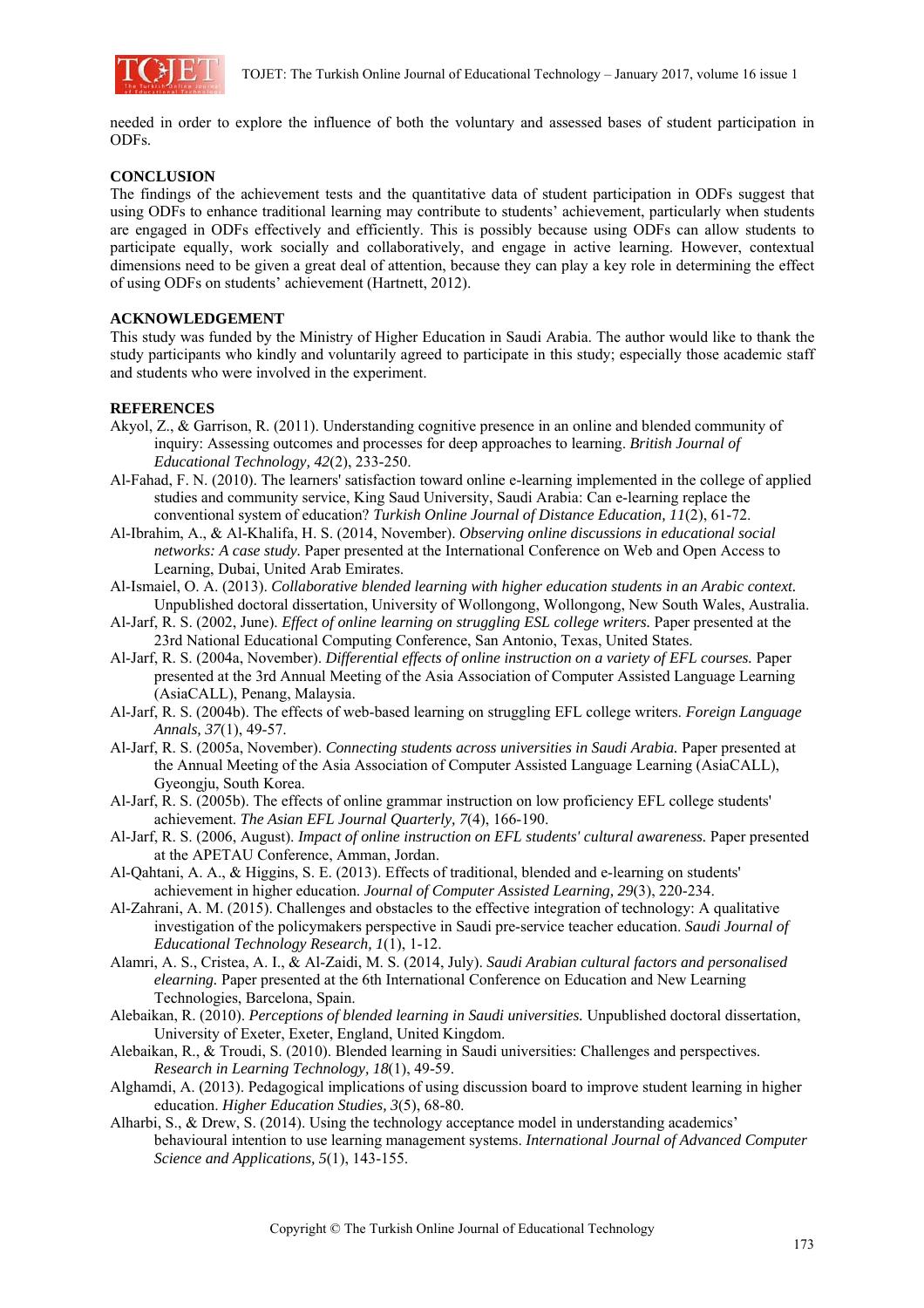needed in order to explore the influence of both the voluntary and assessed bases of student participation in ODFs.

## CONCLUSION

The findings of the achievement tests and the quantitative data of student participation in ODFs suggest that using ODFs to enhance traditional learning may contribute to students' achievement, particularly when students are engaged in ODFs effectively and efficiently. This is possibly because using ODFs can allow students to participate equally, work socially and collaboratively, and engage in active learning. However, contextual dimensions need to be given a great deal of attention, because they can play a key role in determining the effect of using ODFs on students' achievement (Hartnett, 2012).

## ACKNOWLEDGEMENT

This study was funded by the Ministry of Higher Education in Saudi Arabia. The author would like to thank the study participants who kindly and voluntarily agreed to participate in this study; especially those academic staff and students who were involved in the experiment.

## REFERENCES

Akyol, Z., & Garrison, R. (2011). Understanding cognitive presence in an online and blended community of inquiry: Assessing outcomes and processes for deep approaches to learning. *British Journal of Educational Technology, 42*(2), 233-250.

Al-Fahad, F. N. (2010). The learners' satisfaction toward online e-learning implemented in the college of applied studies and community service, King Saud University, Saudi Arabia: Can e-learning replace the conventional system of education? *Turkish Online Journal of Distance Education, 11*(2), 61-72.

Al-Ibrahim, A., & Al-Khalifa, H. S. (2014, November). *Observing online discussions in educational social networks: A case study.* Paper presented at the International Conference on Web and Open Access to Learning, Dubai, United Arab Emirates.

Al-Ismaiel, O. A. (2013). *Collaborative blended learning with higher education students in an Arabic context.* Unpublished doctoral dissertation, University of Wollongong, Wollongong, New South Wales, Australia.

Al-Jarf, R. S. (2002, June). *Effect of online learning on struggling ESL college writers.* Paper presented at the 23rd National Educational Computing Conference, San Antonio, Texas, United States.

Al-Jarf, R. S. (2004a, November). *Differential effects of online instruction on a variety of EFL courses.* Paper presented at the 3rd Annual Meeting of the Asia Association of Computer Assisted Language Learning (AsiaCALL), Penang, Malaysia.

Al-Jarf, R. S. (2004b). The effects of web-based learning on struggling EFL college writers. *Foreign Language Annals, 37*(1), 49-57.

Al-Jarf, R. S. (2005a, November). *Connecting students across universities in Saudi Arabia.* Paper presented at the Annual Meeting of the Asia Association of Computer Assisted Language Learning (AsiaCALL), Gyeongju, South Korea.

Al-Jarf, R. S. (2005b). The effects of online grammar instruction on low proficiency EFL college students' achievement. *The Asian EFL Journal Quarterly, 7*(4), 166-190.

Al-Jarf, R. S. (2006, August). *Impact of online instruction on EFL students' cultural awareness.* Paper presented at the APETAU Conference, Amman, Jordan.

Al-Qahtani, A. A., & Higgins, S. E. (2013). Effects of traditional, blended and e-learning on students' achievement in higher education. *Journal of Computer Assisted Learning, 29*(3), 220-234.

Al-Zahrani, A. M. (2015). Challenges and obstacles to the effective integration of technology: A qualitative investigation of the policymakers perspective in Saudi pre-service teacher education. *Saudi Journal of Educational Technology Research, 1*(1), 1-12.

Alamri, A. S., Cristea, A. I., & Al-Zaidi, M. S. (2014, July). *Saudi Arabian cultural factors and personalised elearning.* Paper presented at the 6th International Conference on Education and New Learning Technologies, Barcelona, Spain.

Alebaikan, R. (2010). *Perceptions of blended learning in Saudi universities.* Unpublished doctoral dissertation, University of Exeter, Exeter, England, United Kingdom.

Alebaikan, R., & Troudi, S. (2010). Blended learning in Saudi universities: Challenges and perspectives. *Research in Learning Technology, 18*(1), 49-59.

Alghamdi, A. (2013). Pedagogical implications of using discussion board to improve student learning in higher education. *Higher Education Studies, 3*(5), 68-80.

Alharbi, S., & Drew, S. (2014). Using the technology acceptance model in understanding academics' behavioural intention to use learning management systems. *International Journal of Advanced Computer Science and Applications, 5*(1), 143-155.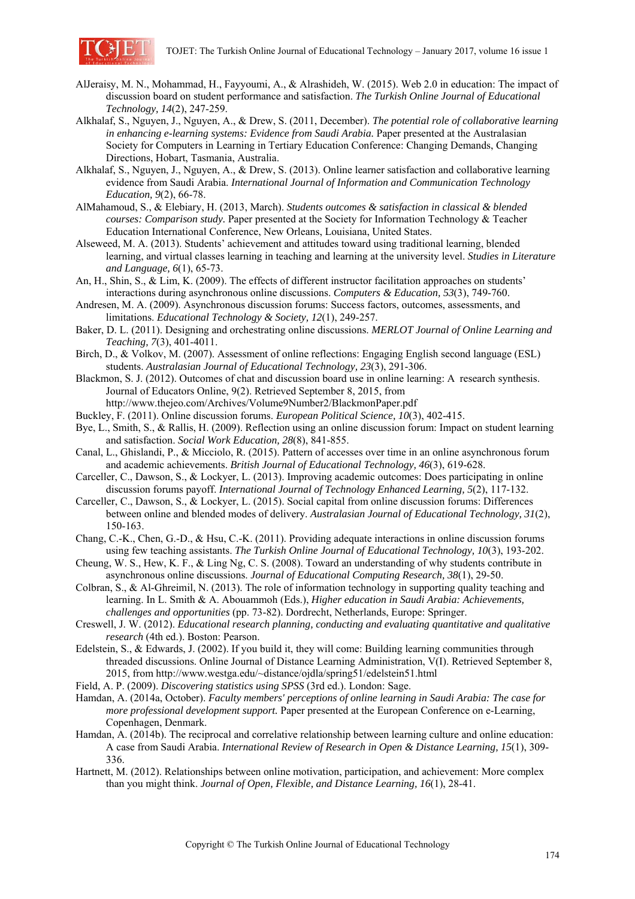AlJeraisy, M. N., Mohammad, H., Fayyoumi, A., & Alrashideh, W. (2015). Web 2.0 in education: The impact of discussion board on student performance and satisfaction. *The Turkish Online Journal of Educational Technology, 14*(2), 247-259.

Alkhalaf, S., Nguyen, J., Nguyen, A., & Drew, S. (2011, December). *The potential role of collaborative learning in enhancing e-learning systems: Evidence from Saudi Arabia.* Paper presented at the Australasian Society for Computers in Learning in Tertiary Education Conference: Changing Demands, Changing Directions, Hobart, Tasmania, Australia.

Alkhalaf, S., Nguyen, J., Nguyen, A., & Drew, S. (2013). Online learner satisfaction and collaborative learning evidence from Saudi Arabia. *International Journal of Information and Communication Technology Education, 9*(2), 66-78.

AlMahamoud, S., & Elebiary, H. (2013, March). *Students outcomes & satisfaction in classical & blended courses: Comparison study.* Paper presented at the Society for Information Technology & Teacher Education International Conference, New Orleans, Louisiana, United States.

Alseweed, M. A. (2013). Students' achievement and attitudes toward using traditional learning, blended learning, and virtual classes learning in teaching and learning at the university level. *Studies in Literature and Language, 6*(1), 65-73.

An, H., Shin, S., & Lim, K. (2009). The effects of different instructor facilitation approaches on students' interactions during asynchronous online discussions. *Computers & Education, 53*(3), 749-760.

Andresen, M. A. (2009). Asynchronous discussion forums: Success factors, outcomes, assessments, and limitations. *Educational Technology & Society, 12*(1), 249-257.

Baker, D. L. (2011). Designing and orchestrating online discussions. *MERLOT Journal of Online Learning and Teaching, 7*(3), 401-4011.

Birch, D., & Volkov, M. (2007). Assessment of online reflections: Engaging English second language (ESL) students. *Australasian Journal of Educational Technology, 23*(3), 291-306.

Blackmon, S. J. (2012). Outcomes of chat and discussion board use in online learning: A research synthesis. Journal of Educators Online, 9(2). Retrieved September 8, 2015, from http://www.thejeo.com/Archives/Volume9Number2/BlackmonPaper.pdf

Buckley, F. (2011). Online discussion forums. *European Political Science, 10*(3), 402-415.

Bye, L., Smith, S., & Rallis, H. (2009). Reflection using an online discussion forum: Impact on student learning and satisfaction. *Social Work Education, 28*(8), 841-855.

Canal, L., Ghislandi, P., & Micciolo, R. (2015). Pattern of accesses over time in an online asynchronous forum and academic achievements. *British Journal of Educational Technology, 46*(3), 619-628.

Carceller, C., Dawson, S., & Lockyer, L. (2013). Improving academic outcomes: Does participating in online discussion forums payoff. *International Journal of Technology Enhanced Learning, 5*(2), 117-132.

Carceller, C., Dawson, S., & Lockyer, L. (2015). Social capital from online discussion forums: Differences between online and blended modes of delivery. *Australasian Journal of Educational Technology, 31*(2), 150-163.

Chang, C.-K., Chen, G.-D., & Hsu, C.-K. (2011). Providing adequate interactions in online discussion forums using few teaching assistants. *The Turkish Online Journal of Educational Technology, 10*(3), 193-202.

Cheung, W. S., Hew, K. F., & Ling Ng, C. S. (2008). Toward an understanding of why students contribute in asynchronous online discussions. *Journal of Educational Computing Research, 38*(1), 29-50.

Colbran, S., & Al-Ghreimil, N. (2013). The role of information technology in supporting quality teaching and learning. In L. Smith & A. Abouammoh (Eds.), *Higher education in Saudi Arabia: Achievements, challenges and opportunities* (pp. 73-82). Dordrecht, Netherlands, Europe: Springer.

Creswell, J. W. (2012). *Educational research planning, conducting and evaluating quantitative and qualitative research* (4th ed.). Boston: Pearson.

Edelstein, S., & Edwards, J. (2002). If you build it, they will come: Building learning communities through threaded discussions. Online Journal of Distance Learning Administration, V(I). Retrieved September 8, 2015, from http://www.westga.edu/~distance/ojdla/spring51/edelstein51.html

Field, A. P. (2009). *Discovering statistics using SPSS* (3rd ed.). London: Sage.

Hamdan, A. (2014a, October). *Faculty members' perceptions of online learning in Saudi Arabia: The case for more professional development support.* Paper presented at the European Conference on e-Learning, Copenhagen, Denmark.

Hamdan, A. (2014b). The reciprocal and correlative relationship between learning culture and online education: A case from Saudi Arabia. *International Review of Research in Open & Distance Learning, 15*(1), 309-336.

Hartnett, M. (2012). Relationships between online motivation, participation, and achievement: More complex than you might think. *Journal of Open, Flexible, and Distance Learning, 16*(1), 28-41.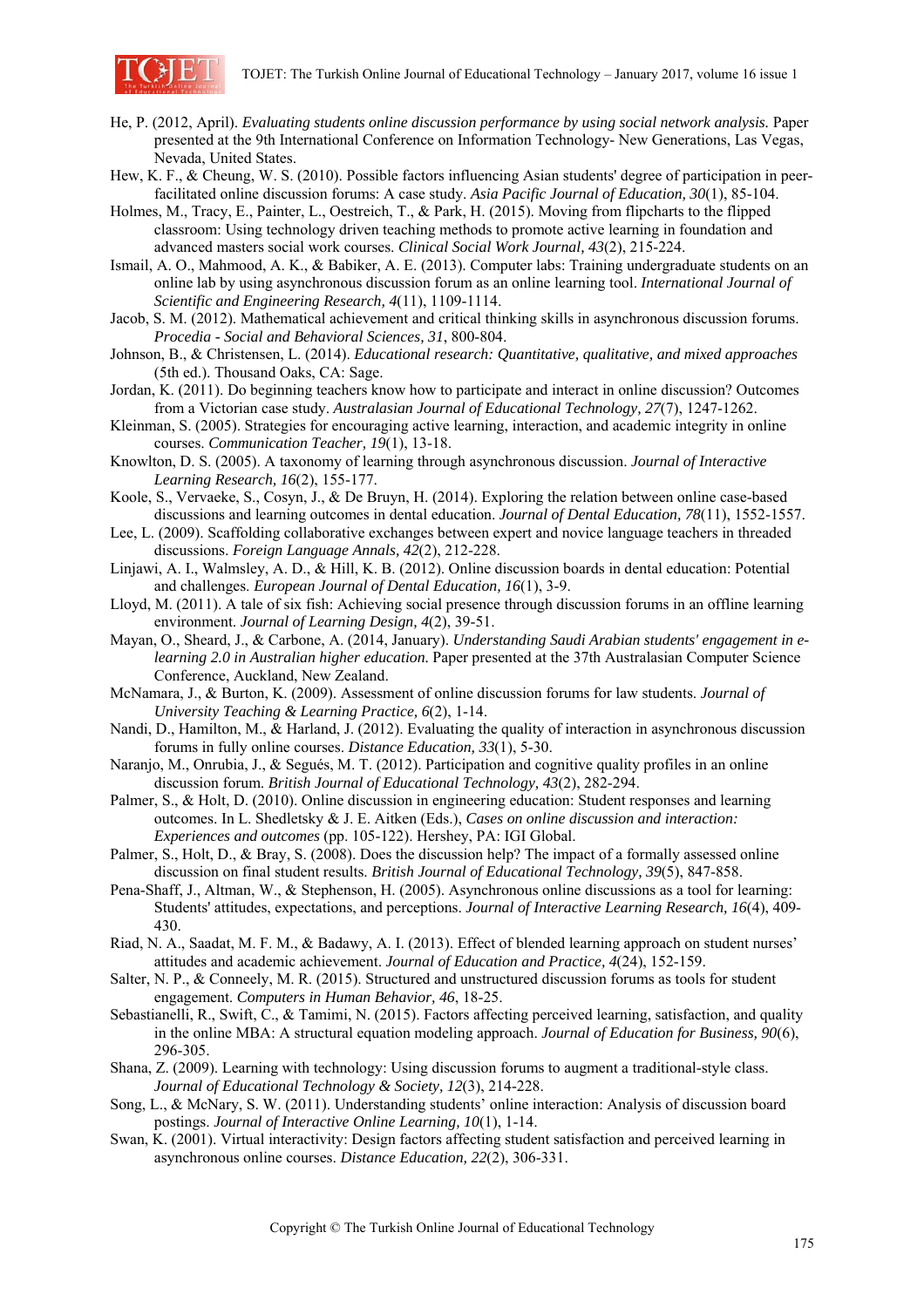He, P. (2012, April). *Evaluating students online discussion performance by using social network analysis.* Paper presented at the 9th International Conference on Information Technology- New Generations, Las Vegas, Nevada, United States.

Hew, K. F., & Cheung, W. S. (2010). Possible factors influencing Asian students' degree of participation in peer-facilitated online discussion forums: A case study. *Asia Pacific Journal of Education, 30*(1), 85-104.

Holmes, M., Tracy, E., Painter, L., Oestreich, T., & Park, H. (2015). Moving from flipcharts to the flipped classroom: Using technology driven teaching methods to promote active learning in foundation and advanced masters social work courses. *Clinical Social Work Journal, 43*(2), 215-224.

Ismail, A. O., Mahmood, A. K., & Babiker, A. E. (2013). Computer labs: Training undergraduate students on an online lab by using asynchronous discussion forum as an online learning tool. *International Journal of Scientific and Engineering Research, 4*(11), 1109-1114.

Jacob, S. M. (2012). Mathematical achievement and critical thinking skills in asynchronous discussion forums. *Procedia - Social and Behavioral Sciences, 31*, 800-804.

Johnson, B., & Christensen, L. (2014). *Educational research: Quantitative, qualitative, and mixed approaches* (5th ed.). Thousand Oaks, CA: Sage.

Jordan, K. (2011). Do beginning teachers know how to participate and interact in online discussion? Outcomes from a Victorian case study. *Australasian Journal of Educational Technology, 27*(7), 1247-1262.

Kleinman, S. (2005). Strategies for encouraging active learning, interaction, and academic integrity in online courses. *Communication Teacher, 19*(1), 13-18.

Knowlton, D. S. (2005). A taxonomy of learning through asynchronous discussion. *Journal of Interactive Learning Research, 16*(2), 155-177.

Koole, S., Vervaeke, S., Cosyn, J., & De Bruyn, H. (2014). Exploring the relation between online case-based discussions and learning outcomes in dental education. *Journal of Dental Education, 78*(11), 1552-1557.

Lee, L. (2009). Scaffolding collaborative exchanges between expert and novice language teachers in threaded discussions. *Foreign Language Annals, 42*(2), 212-228.

Linjawi, A. I., Walmsley, A. D., & Hill, K. B. (2012). Online discussion boards in dental education: Potential and challenges. *European Journal of Dental Education, 16*(1), 3-9.

Lloyd, M. (2011). A tale of six fish: Achieving social presence through discussion forums in an offline learning environment. *Journal of Learning Design, 4*(2), 39-51.

Mayan, O., Sheard, J., & Carbone, A. (2014, January). *Understanding Saudi Arabian students' engagement in e-learning 2.0 in Australian higher education.* Paper presented at the 37th Australasian Computer Science Conference, Auckland, New Zealand.

McNamara, J., & Burton, K. (2009). Assessment of online discussion forums for law students. *Journal of University Teaching & Learning Practice, 6*(2), 1-14.

Nandi, D., Hamilton, M., & Harland, J. (2012). Evaluating the quality of interaction in asynchronous discussion forums in fully online courses. *Distance Education, 33*(1), 5-30.

Naranjo, M., Onrubia, J., & Segués, M. T. (2012). Participation and cognitive quality profiles in an online discussion forum. *British Journal of Educational Technology, 43*(2), 282-294.

Palmer, S., & Holt, D. (2010). Online discussion in engineering education: Student responses and learning outcomes. In L. Shedletsky & J. E. Aitken (Eds.), *Cases on online discussion and interaction: Experiences and outcomes* (pp. 105-122). Hershey, PA: IGI Global.

Palmer, S., Holt, D., & Bray, S. (2008). Does the discussion help? The impact of a formally assessed online discussion on final student results. *British Journal of Educational Technology, 39*(5), 847-858.

Pena-Shaff, J., Altman, W., & Stephenson, H. (2005). Asynchronous online discussions as a tool for learning: Students' attitudes, expectations, and perceptions. *Journal of Interactive Learning Research, 16*(4), 409-430.

Riad, N. A., Saadat, M. F. M., & Badawy, A. I. (2013). Effect of blended learning approach on student nurses' attitudes and academic achievement. *Journal of Education and Practice, 4*(24), 152-159.

Salter, N. P., & Conneely, M. R. (2015). Structured and unstructured discussion forums as tools for student engagement. *Computers in Human Behavior, 46*, 18-25.

Sebastianelli, R., Swift, C., & Tamimi, N. (2015). Factors affecting perceived learning, satisfaction, and quality in the online MBA: A structural equation modeling approach. *Journal of Education for Business, 90*(6), 296-305.

Shana, Z. (2009). Learning with technology: Using discussion forums to augment a traditional-style class. *Journal of Educational Technology & Society, 12*(3), 214-228.

Song, L., & McNary, S. W. (2011). Understanding students' online interaction: Analysis of discussion board postings. *Journal of Interactive Online Learning, 10*(1), 1-14.

Swan, K. (2001). Virtual interactivity: Design factors affecting student satisfaction and perceived learning in asynchronous online courses. *Distance Education, 22*(2), 306-331.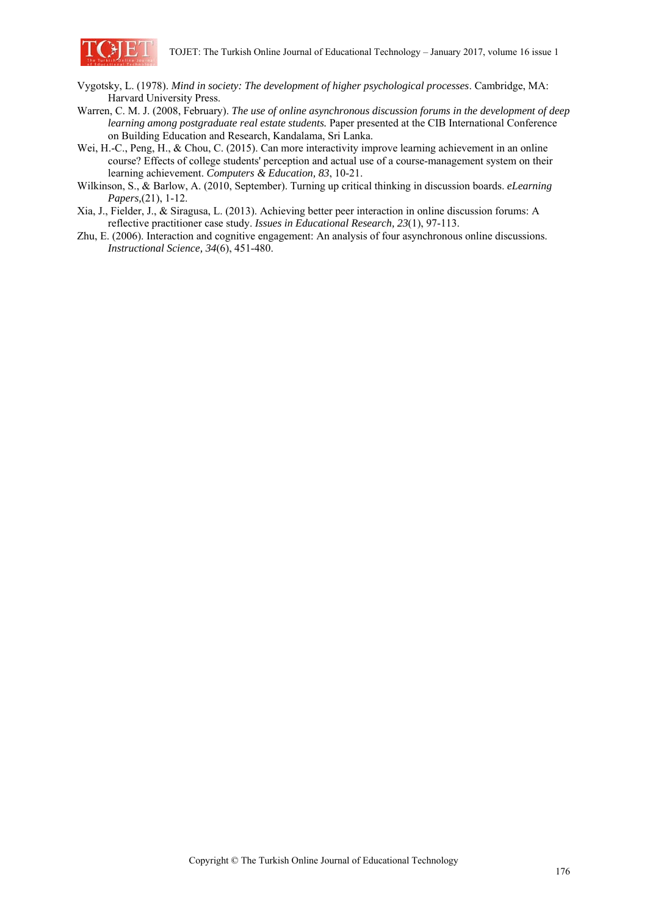Vygotsky, L. (1978). *Mind in society: The development of higher psychological processes*. Cambridge, MA: Harvard University Press.

Warren, C. M. J. (2008, February). *The use of online asynchronous discussion forums in the development of deep learning among postgraduate real estate students.* Paper presented at the CIB International Conference on Building Education and Research, Kandalama, Sri Lanka.

Wei, H.-C., Peng, H., & Chou, C. (2015). Can more interactivity improve learning achievement in an online course? Effects of college students' perception and actual use of a course-management system on their learning achievement. *Computers & Education, 83*, 10-21.

Wilkinson, S., & Barlow, A. (2010, September). Turning up critical thinking in discussion boards. *eLearning Papers,*(21), 1-12.

Xia, J., Fielder, J., & Siragusa, L. (2013). Achieving better peer interaction in online discussion forums: A reflective practitioner case study. *Issues in Educational Research, 23*(1), 97-113.

Zhu, E. (2006). Interaction and cognitive engagement: An analysis of four asynchronous online discussions. *Instructional Science, 34*(6), 451-480.